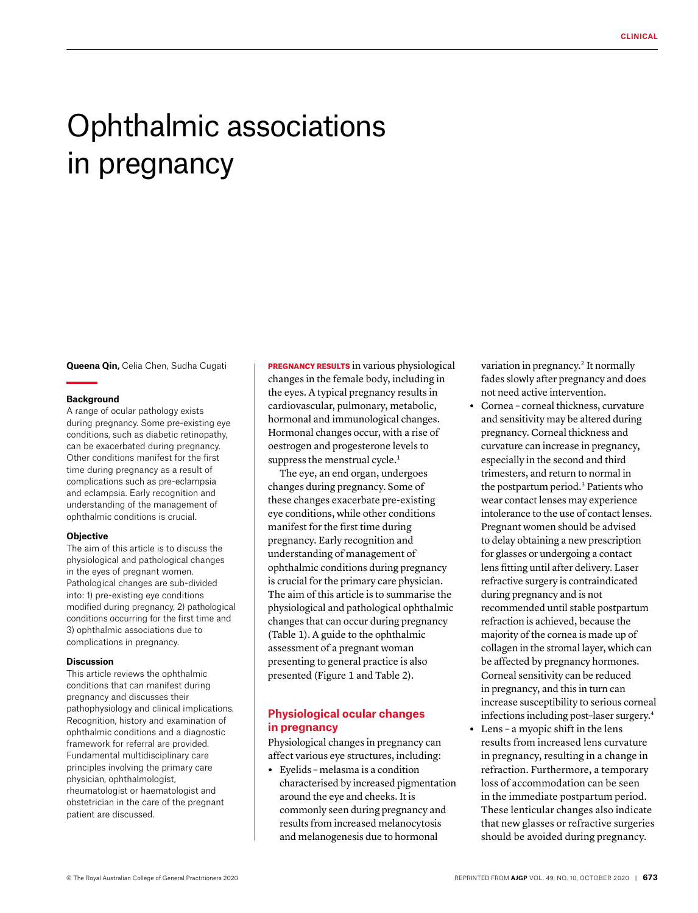# Ophthalmic associations in pregnancy

**Queena Qin,** Celia Chen, Sudha Cugati

### Background

A range of ocular pathology exists during pregnancy. Some pre-existing eye conditions, such as diabetic retinopathy, can be exacerbated during pregnancy. Other conditions manifest for the first time during pregnancy as a result of complications such as pre-eclampsia and eclampsia. Early recognition and understanding of the management of ophthalmic conditions is crucial.

### Objective

The aim of this article is to discuss the physiological and pathological changes in the eyes of pregnant women. Pathological changes are sub-divided into: 1) pre-existing eye conditions modified during pregnancy, 2) pathological conditions occurring for the first time and 3) ophthalmic associations due to complications in pregnancy.

### Discussion

This article reviews the ophthalmic conditions that can manifest during pregnancy and discusses their pathophysiology and clinical implications. Recognition, history and examination of ophthalmic conditions and a diagnostic framework for referral are provided. Fundamental multidisciplinary care principles involving the primary care physician, ophthalmologist, rheumatologist or haematologist and obstetrician in the care of the pregnant patient are discussed.

**PREGNANCY RESULTS** in various physiological changes in the female body, including in the eyes. A typical pregnancy results in cardiovascular, pulmonary, metabolic, hormonal and immunological changes. Hormonal changes occur, with a rise of oestrogen and progesterone levels to suppress the menstrual cycle.[1]

The eye, an end organ, undergoes changes during pregnancy. Some of these changes exacerbate pre-existing eye conditions, while other conditions manifest for the first time during pregnancy. Early recognition and understanding of management of ophthalmic conditions during pregnancy is crucial for the primary care physician. The aim of this article is to summarise the physiological and pathological ophthalmic changes that can occur during pregnancy (Table 1). A guide to the ophthalmic assessment of a pregnant woman presenting to general practice is also presented (Figure 1 and Table 2).

## Physiological ocular changes in pregnancy

Physiological changes in pregnancy can affect various eye structures, including:

- Eyelids – melasma is a condition characterised by increased pigmentation around the eye and cheeks. It is commonly seen during pregnancy and results from increased melanocytosis and melanogenesis due to hormonal variation in pregnancy.[2] It normally fades slowly after pregnancy and does not need active intervention.
- Cornea – corneal thickness, curvature and sensitivity may be altered during pregnancy. Corneal thickness and curvature can increase in pregnancy, especially in the second and third trimesters, and return to normal in the postpartum period.[3] Patients who wear contact lenses may experience intolerance to the use of contact lenses. Pregnant women should be advised to delay obtaining a new prescription for glasses or undergoing a contact lens fitting until after delivery. Laser refractive surgery is contraindicated during pregnancy and is not recommended until stable postpartum refraction is achieved, because the majority of the cornea is made up of collagen in the stromal layer, which can be affected by pregnancy hormones. Corneal sensitivity can be reduced in pregnancy, and this in turn can increase susceptibility to serious corneal infections including post-laser surgery.[4]
- Lens – a myopic shift in the lens results from increased lens curvature in pregnancy, resulting in a change in refraction. Furthermore, a temporary loss of accommodation can be seen in the immediate postpartum period. These lenticular changes also indicate that new glasses or refractive surgeries should be avoided during pregnancy.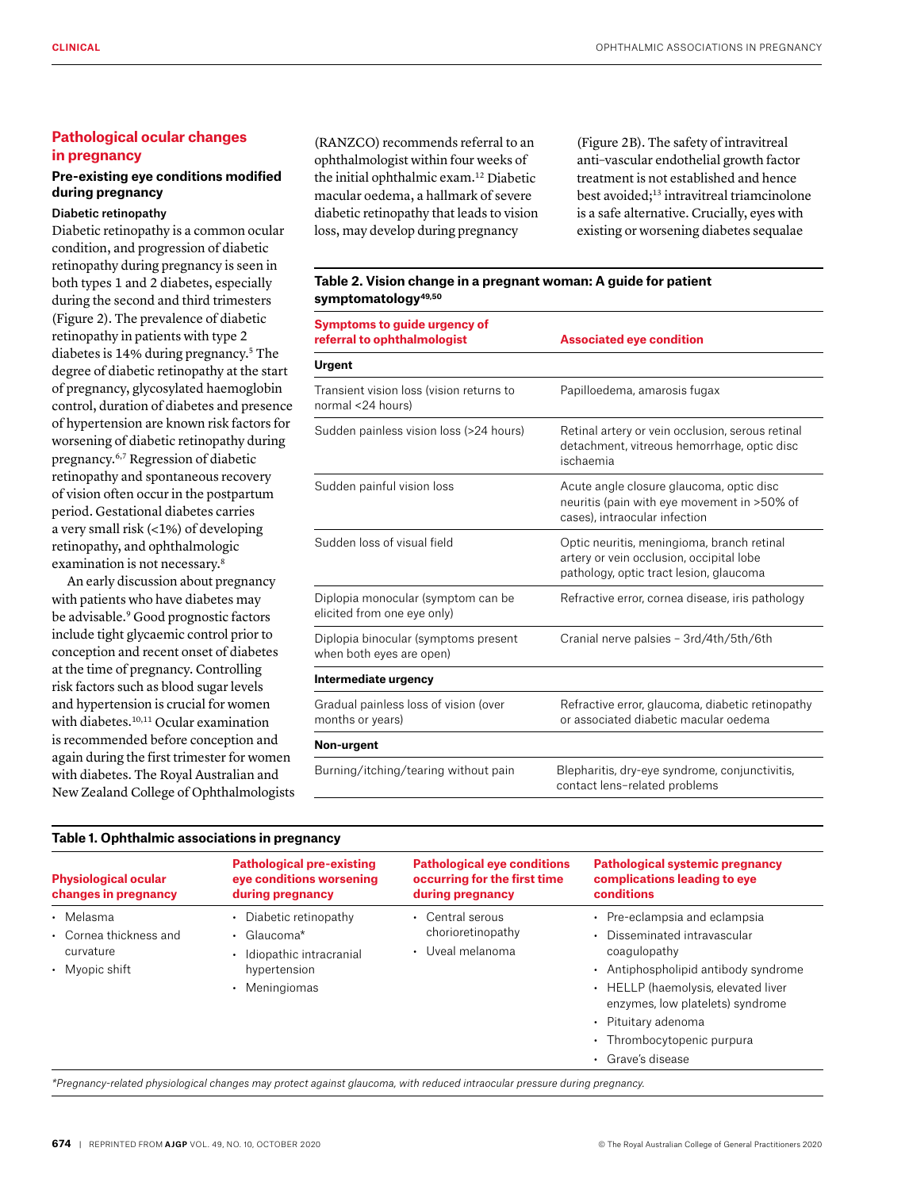## Pathological ocular changes in pregnancy

### Pre-existing eye conditions modified during pregnancy

#### Diabetic retinopathy

Diabetic retinopathy is a common ocular condition, and progression of diabetic retinopathy during pregnancy is seen in both types 1 and 2 diabetes, especially during the second and third trimesters (Figure 2). The prevalence of diabetic retinopathy in patients with type 2 diabetes is 14% during pregnancy.[5] The degree of diabetic retinopathy at the start of pregnancy, glycosylated haemoglobin control, duration of diabetes and presence of hypertension are known risk factors for worsening of diabetic retinopathy during pregnancy.[6,7] Regression of diabetic retinopathy and spontaneous recovery of vision often occur in the postpartum period. Gestational diabetes carries a very small risk (<1%) of developing retinopathy, and ophthalmologic examination is not necessary.[8]

An early discussion about pregnancy with patients who have diabetes may be advisable.[9] Good prognostic factors include tight glycaemic control prior to conception and recent onset of diabetes at the time of pregnancy. Controlling risk factors such as blood sugar levels and hypertension is crucial for women with diabetes.[10,11] Ocular examination is recommended before conception and again during the first trimester for women with diabetes. The Royal Australian and New Zealand College of Ophthalmologists (RANZCO) recommends referral to an ophthalmologist within four weeks of the initial ophthalmic exam.[12] Diabetic macular oedema, a hallmark of severe diabetic retinopathy that leads to vision loss, may develop during pregnancy (Figure 2B). The safety of intravitreal anti–vascular endothelial growth factor treatment is not established and hence best avoided;[13] intravitreal triamcinolone is a safe alternative. Crucially, eyes with existing or worsening diabetes sequalae

**Table 2. Vision change in a pregnant woman: A guide for patient symptomatology[49,50]**

| Symptoms to guide urgency of referral to ophthalmologist | Associated eye condition |
|---|---|
| **Urgent** | |
| Transient vision loss (vision returns to normal <24 hours) | Papilloedema, amarosis fugax |
| Sudden painless vision loss (>24 hours) | Retinal artery or vein occlusion, serous retinal detachment, vitreous hemorrhage, optic disc ischaemia |
| Sudden painful vision loss | Acute angle closure glaucoma, optic disc neuritis (pain with eye movement in >50% of cases), intraocular infection |
| Sudden loss of visual field | Optic neuritis, meningioma, branch retinal artery or vein occlusion, occipital lobe pathology, optic tract lesion, glaucoma |
| Diplopia monocular (symptom can be elicited from one eye only) | Refractive error, cornea disease, iris pathology |
| Diplopia binocular (symptoms present when both eyes are open) | Cranial nerve palsies – 3rd/4th/5th/6th |
| **Intermediate urgency** | |
| Gradual painless loss of vision (over months or years) | Refractive error, glaucoma, diabetic retinopathy or associated diabetic macular oedema |
| **Non-urgent** | |
| Burning/itching/tearing without pain | Blepharitis, dry-eye syndrome, conjunctivitis, contact lens–related problems |

**Table 1. Ophthalmic associations in pregnancy**

| Physiological ocular changes in pregnancy | Pathological pre-existing eye conditions worsening during pregnancy | Pathological eye conditions occurring for the first time during pregnancy | Pathological systemic pregnancy complications leading to eye conditions |
|---|---|---|---|
| • Melasma<br>• Cornea thickness and curvature<br>• Myopic shift | • Diabetic retinopathy<br>• Glaucoma*<br>• Idiopathic intracranial hypertension<br>• Meningiomas | • Central serous chorioretinopathy<br>• Uveal melanoma | • Pre-eclampsia and eclampsia<br>• Disseminated intravascular coagulopathy<br>• Antiphospholipid antibody syndrome<br>• HELLP (haemolysis, elevated liver enzymes, low platelets) syndrome<br>• Pituitary adenoma<br>• Thrombocytopenic purpura<br>• Grave's disease |

*Pregnancy-related physiological changes may protect against glaucoma, with reduced intraocular pressure during pregnancy.*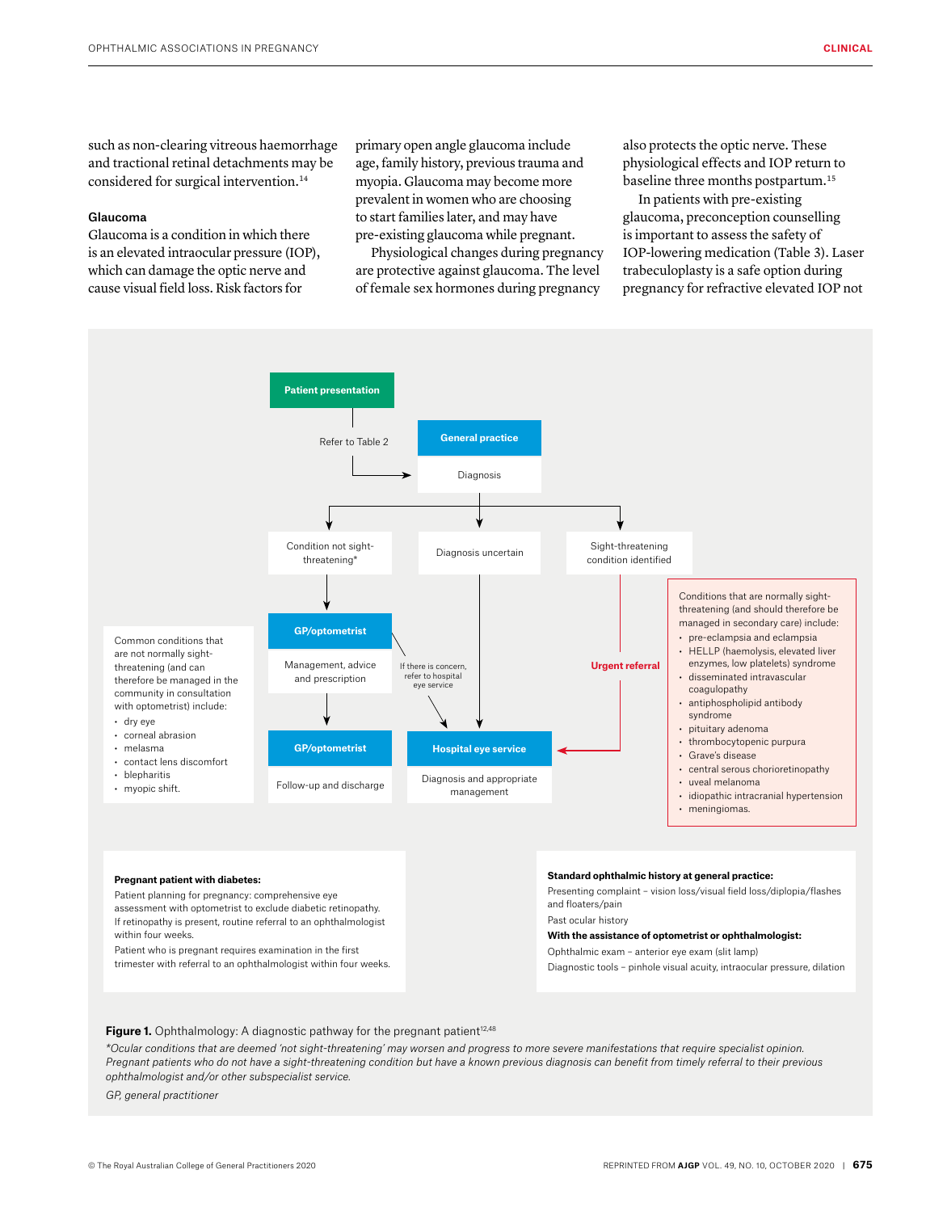such as non-clearing vitreous haemorrhage and tractional retinal detachments may be considered for surgical intervention.[14]

### Glaucoma

Glaucoma is a condition in which there is an elevated intraocular pressure (IOP), which can damage the optic nerve and cause visual field loss. Risk factors for primary open angle glaucoma include age, family history, previous trauma and myopia. Glaucoma may become more prevalent in women who are choosing to start families later, and may have pre-existing glaucoma while pregnant.

Physiological changes during pregnancy are protective against glaucoma. The level of female sex hormones during pregnancy also protects the optic nerve. These physiological effects and IOP return to baseline three months postpartum.[15]

In patients with pre-existing glaucoma, preconception counselling is important to assess the safety of IOP-lowering medication (Table 3). Laser trabeculoplasty is a safe option during pregnancy for refractive elevated IOP not

---

**Patient presentation** → Refer to Table 2 → **General practice**: Diagnosis

- **Condition not sight-threatening*** → **GP/optometrist**: Management, advice and prescription → **GP/optometrist**: Follow-up and discharge
  - If there is concern, refer to hospital eye service → **Hospital eye service**
- **Diagnosis uncertain** → **Hospital eye service**
- **Sight-threatening condition identified** → **Urgent referral** → **Hospital eye service**: Diagnosis and appropriate management

Common conditions that are not normally sight-threatening (and can therefore be managed in the community in consultation with optometrist) include:
- dry eye
- corneal abrasion
- melasma
- contact lens discomfort
- blepharitis
- myopic shift.

Conditions that are normally sight-threatening (and should therefore be managed in secondary care) include:
- pre-eclampsia and eclampsia
- HELLP (haemolysis, elevated liver enzymes, low platelets) syndrome
- disseminated intravascular coagulopathy
- antiphospholipid antibody syndrome
- pituitary adenoma
- thrombocytopenic purpura
- Grave's disease
- central serous chorioretinopathy
- uveal melanoma
- idiopathic intracranial hypertension
- meningiomas.

**Pregnant patient with diabetes:**

Patient planning for pregnancy: comprehensive eye assessment with optometrist to exclude diabetic retinopathy. If retinopathy is present, routine referral to an ophthalmologist within four weeks.

Patient who is pregnant requires examination in the first trimester with referral to an ophthalmologist within four weeks.

**Standard ophthalmic history at general practice:**

Presenting complaint – vision loss/visual field loss/diplopia/flashes and floaters/pain

Past ocular history

**With the assistance of optometrist or ophthalmologist:**

Ophthalmic exam – anterior eye exam (slit lamp)

Diagnostic tools – pinhole visual acuity, intraocular pressure, dilation

**Figure 1.** Ophthalmology: A diagnostic pathway for the pregnant patient[12,48]

*\*Ocular conditions that are deemed 'not sight-threatening' may worsen and progress to more severe manifestations that require specialist opinion. Pregnant patients who do not have a sight-threatening condition but have a known previous diagnosis can benefit from timely referral to their previous ophthalmologist and/or other subspecialist service.*

*GP, general practitioner*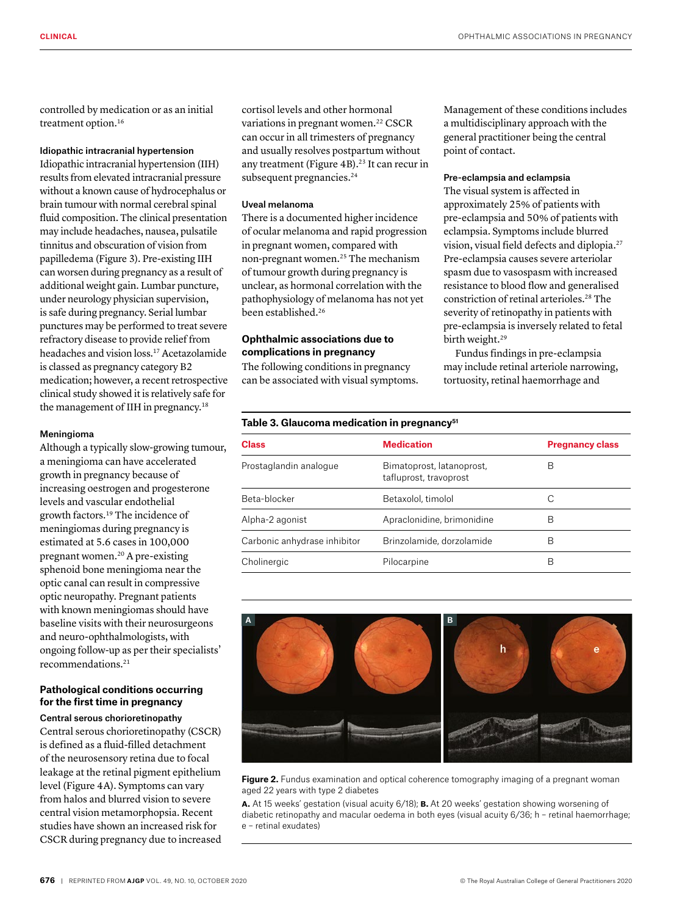controlled by medication or as an initial treatment option.[16]

### Idiopathic intracranial hypertension

Idiopathic intracranial hypertension (IIH) results from elevated intracranial pressure without a known cause of hydrocephalus or brain tumour with normal cerebral spinal fluid composition. The clinical presentation may include headaches, nausea, pulsatile tinnitus and obscuration of vision from papilledema (Figure 3). Pre-existing IIH can worsen during pregnancy as a result of additional weight gain. Lumbar puncture, under neurology physician supervision, is safe during pregnancy. Serial lumbar punctures may be performed to treat severe refractory disease to provide relief from headaches and vision loss.[17] Acetazolamide is classed as pregnancy category B2 medication; however, a recent retrospective clinical study showed it is relatively safe for the management of IIH in pregnancy.[18]

### Meningioma

Although a typically slow-growing tumour, a meningioma can have accelerated growth in pregnancy because of increasing oestrogen and progesterone levels and vascular endothelial growth factors.[19] The incidence of meningiomas during pregnancy is estimated at 5.6 cases in 100,000 pregnant women.[20] A pre-existing sphenoid bone meningioma near the optic canal can result in compressive optic neuropathy. Pregnant patients with known meningiomas should have baseline visits with their neurosurgeons and neuro-ophthalmologists, with ongoing follow-up as per their specialists' recommendations.[21]

## Pathological conditions occurring for the first time in pregnancy

### Central serous chorioretinopathy

Central serous chorioretinopathy (CSCR) is defined as a fluid-filled detachment of the neurosensory retina due to focal leakage at the retinal pigment epithelium level (Figure 4A). Symptoms can vary from halos and blurred vision to severe central vision metamorphopsia. Recent studies have shown an increased risk for CSCR during pregnancy due to increased cortisol levels and other hormonal variations in pregnant women.[22] CSCR can occur in all trimesters of pregnancy and usually resolves postpartum without any treatment (Figure 4B).[23] It can recur in subsequent pregnancies.[24]

### Uveal melanoma

There is a documented higher incidence of ocular melanoma and rapid progression in pregnant women, compared with non-pregnant women.[25] The mechanism of tumour growth during pregnancy is unclear, as hormonal correlation with the pathophysiology of melanoma has not yet been established.[26]

## Ophthalmic associations due to complications in pregnancy

The following conditions in pregnancy can be associated with visual symptoms. Management of these conditions includes a multidisciplinary approach with the general practitioner being the central point of contact.

### Pre-eclampsia and eclampsia

The visual system is affected in approximately 25% of patients with pre-eclampsia and 50% of patients with eclampsia. Symptoms include blurred vision, visual field defects and diplopia.[27] Pre-eclampsia causes severe arteriolar spasm due to vasospasm with increased resistance to blood flow and generalised constriction of retinal arterioles.[28] The severity of retinopathy in patients with pre-eclampsia is inversely related to fetal birth weight.[29]

Fundus findings in pre-eclampsia may include retinal arteriole narrowing, tortuosity, retinal haemorrhage and

**Table 3. Glaucoma medication in pregnancy[51]**

| Class | Medication | Pregnancy class |
|---|---|---|
| Prostaglandin analogue | Bimatoprost, latanoprost, tafluprost, travoprost | B |
| Beta-blocker | Betaxolol, timolol | C |
| Alpha-2 agonist | Apraclonidine, brimonidine | B |
| Carbonic anhydrase inhibitor | Brinzolamide, dorzolamide | B |
| Cholinergic | Pilocarpine | B |

**Figure 2.** Fundus examination and optical coherence tomography imaging of a pregnant woman aged 22 years with type 2 diabetes

**A.** At 15 weeks' gestation (visual acuity 6/18); **B.** At 20 weeks' gestation showing worsening of diabetic retinopathy and macular oedema in both eyes (visual acuity 6/36; h – retinal haemorrhage; e – retinal exudates)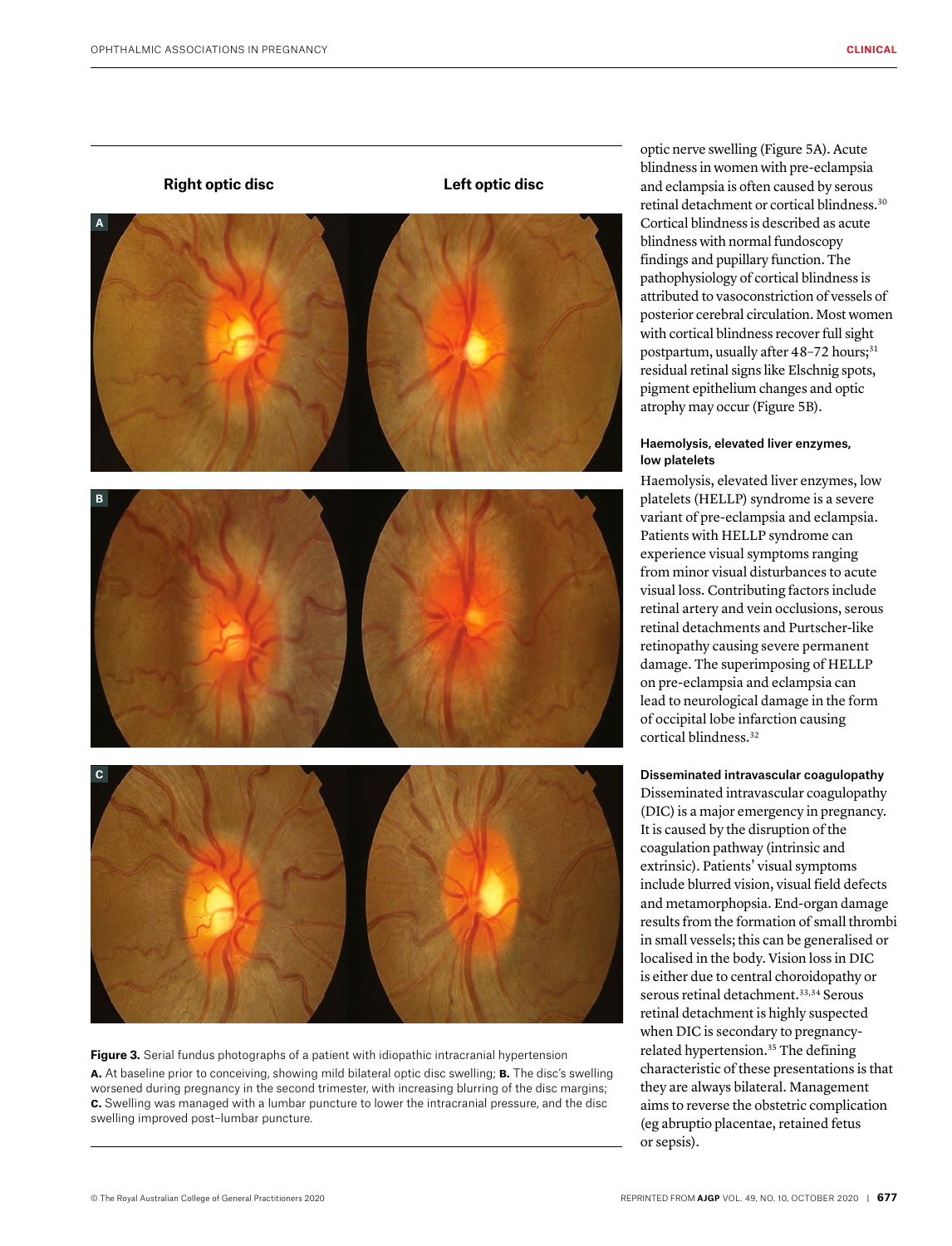Right optic disc

Left optic disc

**Figure 3.** Serial fundus photographs of a patient with idiopathic intracranial hypertension

**A.** At baseline prior to conceiving, showing mild bilateral optic disc swelling; **B.** The disc's swelling worsened during pregnancy in the second trimester, with increasing blurring of the disc margins; **C.** Swelling was managed with a lumbar puncture to lower the intracranial pressure, and the disc swelling improved post–lumbar puncture.

optic nerve swelling (Figure 5A). Acute blindness in women with pre-eclampsia and eclampsia is often caused by serous retinal detachment or cortical blindness.[30] Cortical blindness is described as acute blindness with normal fundoscopy findings and pupillary function. The pathophysiology of cortical blindness is attributed to vasoconstriction of vessels of posterior cerebral circulation. Most women with cortical blindness recover full sight postpartum, usually after 48–72 hours;[31] residual retinal signs like Elschnig spots, pigment epithelium changes and optic atrophy may occur (Figure 5B).

### Haemolysis, elevated liver enzymes, low platelets

Haemolysis, elevated liver enzymes, low platelets (HELLP) syndrome is a severe variant of pre-eclampsia and eclampsia. Patients with HELLP syndrome can experience visual symptoms ranging from minor visual disturbances to acute visual loss. Contributing factors include retinal artery and vein occlusions, serous retinal detachments and Purtscher-like retinopathy causing severe permanent damage. The superimposing of HELLP on pre-eclampsia and eclampsia can lead to neurological damage in the form of occipital lobe infarction causing cortical blindness.[32]

### Disseminated intravascular coagulopathy

Disseminated intravascular coagulopathy (DIC) is a major emergency in pregnancy. It is caused by the disruption of the coagulation pathway (intrinsic and extrinsic). Patients' visual symptoms include blurred vision, visual field defects and metamorphopsia. End-organ damage results from the formation of small thrombi in small vessels; this can be generalised or localised in the body. Vision loss in DIC is either due to central choroidopathy or serous retinal detachment.[33,34] Serous retinal detachment is highly suspected when DIC is secondary to pregnancy-related hypertension.[35] The defining characteristic of these presentations is that they are always bilateral. Management aims to reverse the obstetric complication (eg abruptio placentae, retained fetus or sepsis).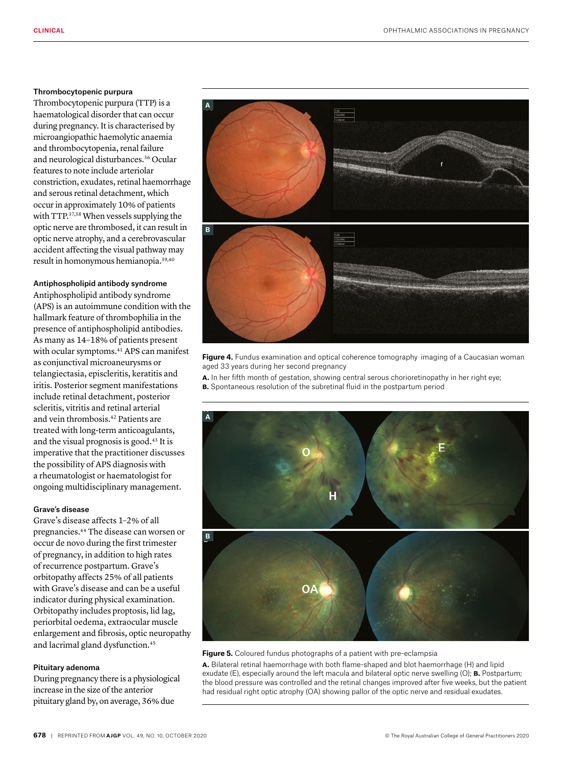### Thrombocytopenic purpura

Thrombocytopenic purpura (TTP) is a haematological disorder that can occur during pregnancy. It is characterised by microangiopathic haemolytic anaemia and thrombocytopenia, renal failure and neurological disturbances.[36] Ocular features to note include arteriolar constriction, exudates, retinal haemorrhage and serous retinal detachment, which occur in approximately 10% of patients with TTP.[37,38] When vessels supplying the optic nerve are thrombosed, it can result in optic nerve atrophy, and a cerebrovascular accident affecting the visual pathway may result in homonymous hemianopia.[39,40]

### Antiphospholipid antibody syndrome

Antiphospholipid antibody syndrome (APS) is an autoimmune condition with the hallmark feature of thrombophilia in the presence of antiphospholipid antibodies. As many as 14–18% of patients present with ocular symptoms.[41] APS can manifest as conjunctival microaneurysms or telangiectasia, episcleritis, keratitis and iritis. Posterior segment manifestations include retinal detachment, posterior scleritis, vitritis and retinal arterial and vein thrombosis.[42] Patients are treated with long-term anticoagulants, and the visual prognosis is good.[43] It is imperative that the practitioner discusses the possibility of APS diagnosis with a rheumatologist or haematologist for ongoing multidisciplinary management.

### Grave's disease

Grave's disease affects 1–2% of all pregnancies.[44] The disease can worsen or occur de novo during the first trimester of pregnancy, in addition to high rates of recurrence postpartum. Grave's orbitopathy affects 25% of all patients with Grave's disease and can be a useful indicator during physical examination. Orbitopathy includes proptosis, lid lag, periorbital oedema, extraocular muscle enlargement and fibrosis, optic neuropathy and lacrimal gland dysfunction.[45]

### Pituitary adenoma

During pregnancy there is a physiological increase in the size of the anterior pituitary gland by, on average, 36% due

**Figure 4.** Fundus examination and optical coherence tomography imaging of a Caucasian woman aged 33 years during her second pregnancy

**A.** In her fifth month of gestation, showing central serous chorioretinopathy in her right eye; **B.** Spontaneous resolution of the subretinal fluid in the postpartum period

**Figure 5.** Coloured fundus photographs of a patient with pre-eclampsia

**A.** Bilateral retinal haemorrhage with both flame-shaped and blot haemorrhage (H) and lipid exudate (E), especially around the left macula and bilateral optic nerve swelling (O); **B.** Postpartum; the blood pressure was controlled and the retinal changes improved after five weeks, but the patient had residual right optic atrophy (OA) showing pallor of the optic nerve and residual exudates.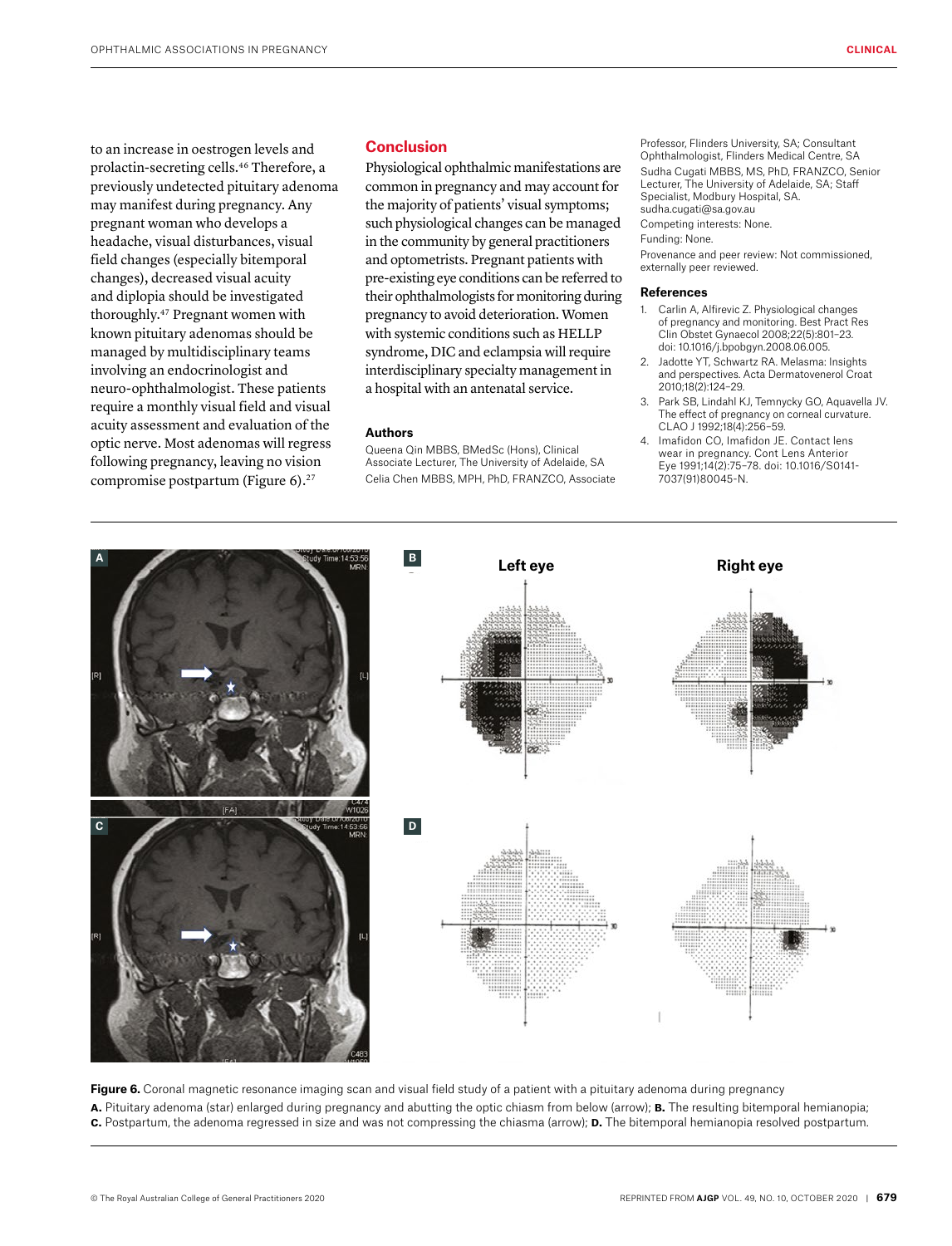to an increase in oestrogen levels and prolactin-secreting cells.[46] Therefore, a previously undetected pituitary adenoma may manifest during pregnancy. Any pregnant woman who develops a headache, visual disturbances, visual field changes (especially bitemporal changes), decreased visual acuity and diplopia should be investigated thoroughly.[47] Pregnant women with known pituitary adenomas should be managed by multidisciplinary teams involving an endocrinologist and neuro-ophthalmologist. These patients require a monthly visual field and visual acuity assessment and evaluation of the optic nerve. Most adenomas will regress following pregnancy, leaving no vision compromise postpartum (Figure 6).[27]

## Conclusion

Physiological ophthalmic manifestations are common in pregnancy and may account for the majority of patients' visual symptoms; such physiological changes can be managed in the community by general practitioners and optometrists. Pregnant patients with pre-existing eye conditions can be referred to their ophthalmologists for monitoring during pregnancy to avoid deterioration. Women with systemic conditions such as HELLP syndrome, DIC and eclampsia will require interdisciplinary specialty management in a hospital with an antenatal service.

### Authors

Queena Qin MBBS, BMedSc (Hons), Clinical Associate Lecturer, The University of Adelaide, SA

Celia Chen MBBS, MPH, PhD, FRANZCO, Associate Professor, Flinders University, SA; Consultant Ophthalmologist, Flinders Medical Centre, SA

Sudha Cugati MBBS, MS, PhD, FRANZCO, Senior Lecturer, The University of Adelaide, SA; Staff Specialist, Modbury Hospital, SA. sudha.cugati@sa.gov.au

Competing interests: None.

Funding: None.

Provenance and peer review: Not commissioned, externally peer reviewed.

### References

1. Carlin A, Alfirevic Z. Physiological changes of pregnancy and monitoring. Best Pract Res Clin Obstet Gynaecol 2008;22(5):801–23. doi: 10.1016/j.bpobgyn.2008.06.005.
2. Jadotte YT, Schwartz RA. Melasma: Insights and perspectives. Acta Dermatovenerol Croat 2010;18(2):124–29.
3. Park SB, Lindahl KJ, Temnycky GO, Aquavella JV. The effect of pregnancy on corneal curvature. CLAO J 1992;18(4):256–59.
4. Imafidon CO, Imafidon JE. Contact lens wear in pregnancy. Cont Lens Anterior Eye 1991;14(2):75–78. doi: 10.1016/S0141-7037(91)80045-N.

**Figure 6.** Coronal magnetic resonance imaging scan and visual field study of a patient with a pituitary adenoma during pregnancy

**A.** Pituitary adenoma (star) enlarged during pregnancy and abutting the optic chiasm from below (arrow); **B.** The resulting bitemporal hemianopia; **C.** Postpartum, the adenoma regressed in size and was not compressing the chiasma (arrow); **D.** The bitemporal hemianopia resolved postpartum.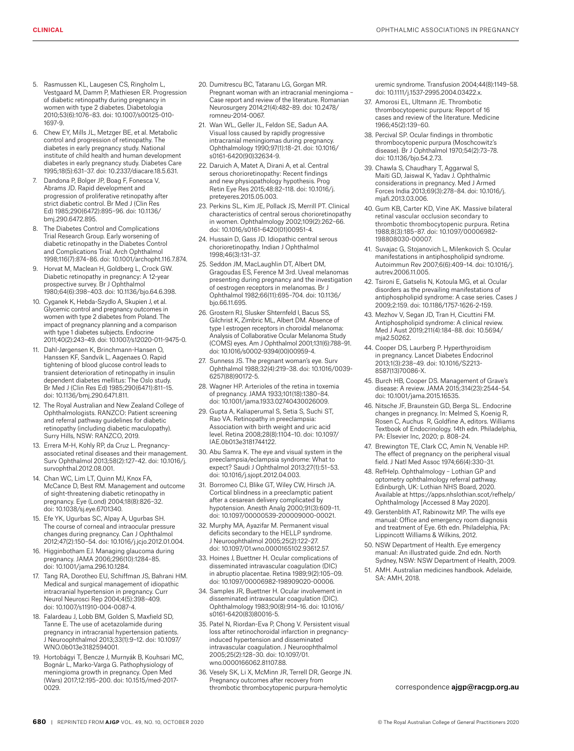5. Rasmussen KL, Laugesen CS, Ringholm L, Vestgaard M, Damm P, Mathiesen ER. Progression of diabetic retinopathy during pregnancy in women with type 2 diabetes. Diabetologia 2010;53(6):1076–83. doi: 10.1007/s00125-010-1697-9.
6. Chew EY, Mills JL, Metzger BE, et al. Metabolic control and progression of retinopathy. The diabetes in early pregnancy study. National institute of child health and human development diabetes in early pregnancy study. Diabetes Care 1995;18(5):631–37. doi: 10.2337/diacare.18.5.631.
7. Dandona P, Bolger JP, Boag F, Fonesca V, Abrams JD. Rapid development and progression of proliferative retinopathy after strict diabetic control. Br Med J (Clin Res Ed) 1985;290(6472):895–96. doi: 10.1136/bmj.290.6472.895.
8. The Diabetes Control and Complications Trial Research Group. Early worsening of diabetic retinopathy in the Diabetes Control and Complications Trial. Arch Ophthalmol 1998;116(7):874–86. doi: 10.1001/archopht.116.7.874.
9. Horvat M, Maclean H, Goldberg L, Crock GW. Diabetic retinopathy in pregnancy: A 12-year prospective survey. Br J Ophthalmol 1980;64(6):398–403. doi: 10.1136/bjo.64.6.398.
10. Cyganek K, Hebda-Szydlo A, Skupien J, et al. Glycemic control and pregnancy outcomes in women with type 2 diabetes from Poland. The impact of pregnancy planning and a comparison with type 1 diabetes subjects. Endocrine 2011;40(2):243–49. doi: 10.1007/s12020-011-9475-0.
11. Dahl-Jørgensen K, Brinchmann-Hansen O, Hanssen KF, Sandvik L, Aagenaes O. Rapid tightening of blood glucose control leads to transient deterioration of retinopathy in insulin dependent diabetes mellitus: The Oslo study. Br Med J (Clin Res Ed) 1985;290(6471):811–15. doi: 10.1136/bmj.290.6471.811.
12. The Royal Australian and New Zealand College of Ophthalmologists. RANZCO: Patient screening and referral pathway guidelines for diabetic retinopathy (including diabetic maculopathy). Surry Hills, NSW: RANZCO, 2019.
13. Errera M-H, Kohly RP, da Cruz L. Pregnancy-associated retinal diseases and their management. Surv Ophthalmol 2013;58(2):127–42. doi: 10.1016/j.survophthal.2012.08.001.
14. Chan WC, Lim LT, Quinn MJ, Knox FA, McCance D, Best RM. Management and outcome of sight-threatening diabetic retinopathy in pregnancy. Eye (Lond) 2004;18(8):826–32. doi: 10.1038/sj.eye.6701340.
15. Efe YK, Ugurbas SC, Alpay A, Ugurbas SH. The course of corneal and intraocular pressure changes during pregnancy. Can J Ophthalmol 2012;47(2):150–54. doi: 10.1016/j.jcjo.2012.01.004.
16. Higginbotham EJ. Managing glaucoma during pregnancy. JAMA 2006;296(10):1284–85. doi: 10.1001/jama.296.10.1284.
17. Tang RA, Dorotheo EU, Schiffman JS, Bahrani HM. Medical and surgical management of idiopathic intracranial hypertension in pregnancy. Curr Neurol Neurosci Rep 2004;4(5):398–409. doi: 10.1007/s11910-004-0087-4.
18. Falardeau J, Lobb BM, Golden S, Maxfield SD, Tanne E. The use of acetazolamide during pregnancy in intracranial hypertension patients. J Neuroophthalmol 2013;33(1):9–12. doi: 10.1097/WNO.0b013e3182594001.
19. Hortobágyi T, Bencze J, Murnyák B, Kouhsari MC, Bognár L, Marko-Varga G. Pathophysiology of meningioma growth in pregnancy. Open Med (Wars) 2017;12:195–200. doi: 10.1515/med-2017-0029.
20. Dumitrescu BC, Tataranu LG, Gorgan MR. Pregnant woman with an intracranial meningioma – Case report and review of the literature. Romanian Neurosurgery 2014;21(4):482–89. doi: 10.2478/romneu-2014-0067.
21. Wan WL, Geller JL, Feldon SE, Sadun AA. Visual loss caused by rapidly progressive intracranial meningiomas during pregnancy. Ophthalmology 1990;97(1):18–21. doi: 10.1016/s0161-6420(90)32634-9.
22. Daruich A, Matet A, Dirani A, et al. Central serous chorioretinopathy: Recent findings and new physiopathology hypothesis. Prog Retin Eye Res 2015;48:82–118. doi: 10.1016/j.preteyeres.2015.05.003.
23. Perkins SL, Kim JE, Pollack JS, Merrill PT. Clinical characteristics of central serous chorioretinopathy in women. Ophthalmology 2002;109(2):262–66. doi: 10.1016/s0161-6420(01)00951-4.
24. Hussain D, Gass JD. Idiopathic central serous chorioretinopathy. Indian J Ophthalmol 1998;46(3):131–37.
25. Seddon JM, MacLaughlin DT, Albert DM, Gragoudas ES, Ference M 3rd. Uveal melanomas presenting during pregnancy and the investigation of oestrogen receptors in melanomas. Br J Ophthalmol 1982;66(11):695–704. doi: 10.1136/bjo.66.11.695.
26. Grostern RJ, Slusker Shternfeld I, Bacus SS, Gilchrist K, Zimbric ML, Albert DM. Absence of type I estrogen receptors in choroidal melanoma: Analysis of Collaborative Ocular Melanoma Study (COMS) eyes. Am J Ophthalmol 2001;131(6):788–91. doi: 10.1016/s0002-9394(00)00959-4.
27. Sunness JS. The pregnant woman's eye. Surv Ophthalmol 1988;32(4):219–38. doi: 10.1016/0039-6257(88)90172-5.
28. Wagner HP. Arterioles of the retina in toxemia of pregnancy. JAMA 1933;101(18):1380–84. doi: 10.1001/jama.1933.02740430026009.
29. Gupta A, Kaliaperumal S, Setia S, Suchi ST, Rao VA. Retinopathy in preeclampsia: Association with birth weight and uric acid level. Retina 2008;28(8):1104–10. doi: 10.1097/IAE.0b013e3181744122.
30. Abu Samra K. The eye and visual system in the preeclampsia/eclampsia syndrome: What to expect? Saudi J Ophthalmol 2013;27(1):51–53. doi: 10.1016/j.sjopt.2012.04.003.
31. Borromeo CJ, Blike GT, Wiley CW, Hirsch JA. Cortical blindness in a preeclamptic patient after a cesarean delivery complicated by hypotension. Anesth Analg 2000;91(3):609–11. doi: 10.1097/00000539-200009000-00021.
32. Murphy MA, Ayazifar M. Permanent visual deficits secondary to the HELLP syndrome. J Neuroophthalmol 2005;25(2):122–27. doi: 10.1097/01.wno.0000165102.93612.57.
33. Hoines J, Buettner H. Ocular complications of disseminated intravascular coagulation (DIC) in abruptio placentae. Retina 1989;9(2):105–09. doi: 10.1097/00006982-198909020-00006.
34. Samples JR, Buettner H. Ocular involvement in disseminated intravascular coagulation (DIC). Ophthalmology 1983;90(8):914–16. doi: 10.1016/s0161-6420(83)80016-5.
35. Patel N, Riordan-Eva P, Chong V. Persistent visual loss after retinochoroidal infarction in pregnancy-induced hypertension and disseminated intravascular coagulation. J Neuroophthalmol 2005;25(2):128–30. doi: 10.1097/01.wno.0000166062.81107.88.
36. Vesely SK, Li X, McMinn JR, Terrell DR, George JN. Pregnancy outcomes after recovery from thrombotic thrombocytopenic purpura-hemolytic uremic syndrome. Transfusion 2004;44(8):1149–58. doi: 10.1111/j.1537-2995.2004.03422.x.
37. Amorosi EL, Ultmann JE. Thrombotic thrombocytopenic purpura: Report of 16 cases and review of the literature. Medicine 1966;45(2):139–60.
38. Percival SP. Ocular findings in thrombotic thrombocytopenic purpura (Moschcowitz's disease). Br J Ophthalmol 1970;54(2):73–78. doi: 10.1136/bjo.54.2.73.
39. Chawla S, Chaudhary T, Aggarwal S, Maiti GD, Jaiswal K, Yadav J. Ophthalmic considerations in pregnancy. Med J Armed Forces India 2013;69(3):278–84. doi: 10.1016/j.mjafi.2013.03.006.
40. Gum KB, Carter KD, Vine AK. Massive bilateral retinal vascular occlusion secondary to thrombotic thrombocytopenic purpura. Retina 1988;8(3):185–87. doi: 10.1097/00006982-198808030-00007.
41. Suvajac G, Stojanovich L, Milenkovich S. Ocular manifestations in antiphospholipid syndrome. Autoimmun Rev 2007;6(6):409–14. doi: 10.1016/j.autrev.2006.11.005.
42. Tsironi E, Gatselis N, Kotoula MG, et al. Ocular disorders as the prevailing manifestations of antiphospholipid syndrome: A case series. Cases J 2009;2:159. doi: 10.1186/1757-1626-2-159.
43. Mezhov V, Segan JD, Tran H, Cicuttini FM. Antiphospholipid syndrome: A clinical review. Med J Aust 2019;211(4):184–88. doi: 10.5694/mja2.50262.
44. Cooper DS, Laurberg P. Hyperthyroidism in pregnancy. Lancet Diabetes Endocrinol 2013;1(3):238–49. doi: 10.1016/S2213-8587(13)70086-X.
45. Burch HB, Cooper DS. Management of Grave's disease: A review. JAMA 2015;314(23):2544–54. doi: 10.1001/jama.2015.16535.
46. Nitsche JF, Braunstein GD, Berga SL. Endocrine changes in pregnancy. In: Melmed S, Koenig R, Rosen C, Auchus R, Goldfine A, editors. Williams Textbook of Endocrinology. 14th edn. Philadelphia, PA: Elsevier Inc, 2020; p. 808–24.
47. Brewington TE, Clark CC, Amin N, Venable HP. The effect of pregnancy on the peripheral visual field. J Natl Med Assoc 1974;66(4):330–31.
48. RefHelp. Ophthalmology – Lothian GP and optometry ophthalmology referral pathway. Edinburgh, UK: Lothian NHS Board, 2020. Available at https://apps.nhslothian.scot/refhelp/Ophthalmology [Accessed 8 May 2020].
49. Gerstenblith AT, Rabinowitz MP. The wills eye manual: Office and emergency room diagnosis and treatment of Eye. 6th edn. Philadelphia, PA: Lippincott Williams & Wilkins, 2012.
50. NSW Department of Health. Eye emergency manual: An illustrated guide. 2nd edn. North Sydney, NSW: NSW Department of Health, 2009.
51. AMH. Australian medicines handbook. Adelaide, SA: AMH, 2018.

correspondence **ajgp@racgp.org.au**